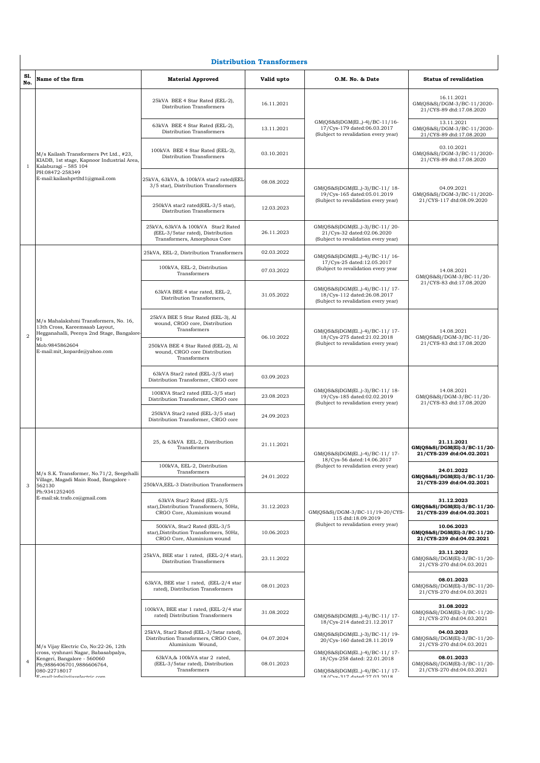## Distribution Transformers

| Sl. No. | Name of the firm | Material Approved | Valid upto | O.M. No. & Date | Status of revalidation |
|---|---|---|---|---|---|
| 1 | M/s Kailash Transformers Pvt Ltd., #23, KIADB, 1st stage, Kapnoor Industrial Area, Kalaburagi – 585 104 PH:08472-258349 E-mail:kailashpvtltd1@gmail.com | 25kVA BEE 4 Star Rated (EEL-2), Distribution Transformers | 16.11.2021 | GM(QS&S)DGM(El.,)-4)/BC-11/16-17/Cys-179 dated:06.03.2017 (Subject to revalidation every year) | 16.11.2021 GM(QS&S)/DGM-3/BC-11/2020-21/CYS-89 dtd:17.08.2020 |
| | | 63kVA BEE 4 Star Rated (EEL-2), Distribution Transformers | 13.11.2021 | | 13.11.2021 GM(QS&S)/DGM-3/BC-11/2020-21/CYS-89 dtd:17.08.2020 |
| | | 100kVA BEE 4 Star Rated (EEL-2), Distribution Transformers | 03.10.2021 | | 03.10.2021 GM(QS&S)/DGM-3/BC-11/2020-21/CYS-89 dtd:17.08.2020 |
| | | 25kVA, 63kVA, & 100kVA star2 rated(EEL-3/5 star), Distribution Transformers | 08.08.2022 | GM(QS&S)DGM(El.,)-3)/BC-11/ 18-19/Cys-165 dated:05.01.2019 (Subject to revalidation every year) | 04.09.2021 GM(QS&S)/DGM-3/BC-11/2020-21/CYS-117 dtd:08.09.2020 |
| | | 250kVA star2 rated(EEL-3/5 star), Distribution Transformers | 12.03.2023 | | |
| | | 25kVA, 63kVA & 100kVA Star2 Rated (EEL-3/5star rated), Distribution Transformers, Amorphous Core | 26.11.2023 | GM(QS&S)DGM(El.,)-3)/BC-11/ 20-21/Cys-32 dated:02.06.2020 (Subject to revalidation every year) | |
| 2 | M/s Mahalakshmi Transformers, No. 16, 13th Cross, Kareemsaab Layout, Hegganahalli, Peenya 2nd Stage, Bangalore-91 Mob:9845862604 E-mail:mit_koparde@yahoo.com | 25kVA, EEL-2, Distribution Transformers | 02.03.2022 | GM(QS&S)DGM(El.,)-4)/BC-11/ 16-17/Cys-25 dated:12.05.2017 (Subject to revalidation every year | 14.08.2021 GM(QS&S)/DGM-3/BC-11/20-21/CYS-83 dtd:17.08.2020 |
| | | 100kVA, EEL-2, Distribution Transformers | 07.03.2022 | | |
| | | 63kVA BEE 4 star rated, EEL-2, Distribution Transformers, | 31.05.2022 | GM(QS&S)DGM(El.,)-4)/BC-11/ 17-18/Cys-112 dated:26.08.2017 (Subject to revalidation every year) | |
| | | 25kVA BEE 5 Star Rated (EEL-3), Al wound, CRGO core, Distribution Transformers | 06.10.2022 | GM(QS&S)DGM(El.,)-4)/BC-11/ 17-18/Cys-275 dated:21.02.2018 (Subject to revalidation every year) | 14.08.2021 GM(QS&S)/DGM-3/BC-11/20-21/CYS-83 dtd:17.08.2020 |
| | | 250kVA BEE 4 Star Rated (EEL-2), Al wound, CRGO core Distribution Transformers | | | |
| | | 63kVA Star2 rated (EEL-3/5 star) Distribution Transformer, CRGO core | 03.09.2023 | GM(QS&S)DGM(El.,)-3)/BC-11/ 18-19/Cys-185 dated:02.02.2019 (Subject to revalidation every year) | 14.08.2021 GM(QS&S)/DGM-3/BC-11/20-21/CYS-83 dtd:17.08.2020 |
| | | 100KVA Star2 rated (EEL-3/5 star) Distribution Transformer, CRGO core | 23.08.2023 | | |
| | | 250kVA Star2 rated (EEL-3/5 star) Distribution Transformer, CRGO core | 24.09.2023 | | |
| 3 | M/s S.K. Transformer, No.71/2, Seegehalli Village, Magadi Main Road, Bangalore - 562130 Ph:9341252405 E-mail:sk.trafo.co@gmail.com | 25, & 63kVA EEL-2, Distribution Transformers | 21.11.2021 | GM(QS&S)DGM(El.,)-4)/BC-11/ 17-18/Cys-56 dated:14.06.2017 (Subject to revalidation every year) | **21.11.2021 GM(QS&S)/DGM(El)-3/BC-11/20-21/CYS-239 dtd:04.02.2021** |
| | | 100kVA, EEL-2, Distribution Transformers | 24.01.2022 | | **24.01.2022 GM(QS&S)/DGM(El)-3/BC-11/20-21/CYS-239 dtd:04.02.2021** |
| | | 250kVA,EEL-3 Distribution Transformers | | | |
| | | 63kVA Star2 Rated (EEL-3/5 star),Distribution Transformers, 50Hz, CRGO Core, Aluminium wound | 31.12.2023 | GM(QS&S)/DGM-3/BC-11/19-20/CYS-115 dtd:18.09.2019 (Subject to revalidation every year) | **31.12.2023 GM(QS&S)/DGM(El)-3/BC-11/20-21/CYS-239 dtd:04.02.2021** |
| | | 500kVA, Star2 Rated (EEL-3/5 star),Distribution Transformers, 50Hz, CRGO Core, Aluminium wound | 10.06.2023 | | **10.06.2023 GM(QS&S)/DGM(El)-3/BC-11/20-21/CYS-239 dtd:04.02.2021** |
| 4 | M/s Vijay Electric Co, No:22-26, 12th cross, vyshnavi Nagar, Babasabpalya, Kengeri, Bangalore - 560060 Ph;9886406701,9886606764, 080-22718017 E-mail:info@vijayelectric.com | 25kVA, BEE star 1 rated, (EEL-2/4 star), Distribution Transformers | 23.11.2022 | GM(QS&S)DGM(El.,)-4)/BC-11/ 17-18/Cys-214 dated:21.12.2017 | **23.11.2022** GM(QS&S)/DGM(El)-3/BC-11/20-21/CYS-270 dtd:04.03.2021 |
| | | 63kVA, BEE star 1 rated, (EEL-2/4 star rated), Distribution Transformers | 08.01.2023 | | **08.01.2023** GM(QS&S)/DGM(El)-3/BC-11/20-21/CYS-270 dtd:04.03.2021 |
| | | 100kVA, BEE star 1 rated, (EEL-2/4 star rated) Distribution Transformers | 31.08.2022 | | **31.08.2022** GM(QS&S)/DGM(El)-3/BC-11/20-21/CYS-270 dtd:04.03.2021 |
| | | 25kVA, Star2 Rated (EEL-3/5star rated), Distribution Transformers, CRGO Core, Aluminium Wound, | 04.07.2024 | GM(QS&S)DGM(El.,)-3)/BC-11/ 19-20/Cys-160 dated:28.11.2019 | **04.03.2023** GM(QS&S)/DGM(El)-3/BC-11/20-21/CYS-270 dtd:04.03.2021 |
| | | 63kVA,& 100kVA star 2 rated, (EEL-3/5star rated), Distribution Transformers | 08.01.2023 | GM(QS&S)DGM(El.,)-4)/BC-11/ 17-18/Cys-258 dated: 22.01.2018 GM(QS&S)DGM(El.,)-4)/BC-11/ 17-18/Cys-317 dated:27.03.2018 | **08.01.2023** GM(QS&S)/DGM(El)-3/BC-11/20-21/CYS-270 dtd:04.03.2021 |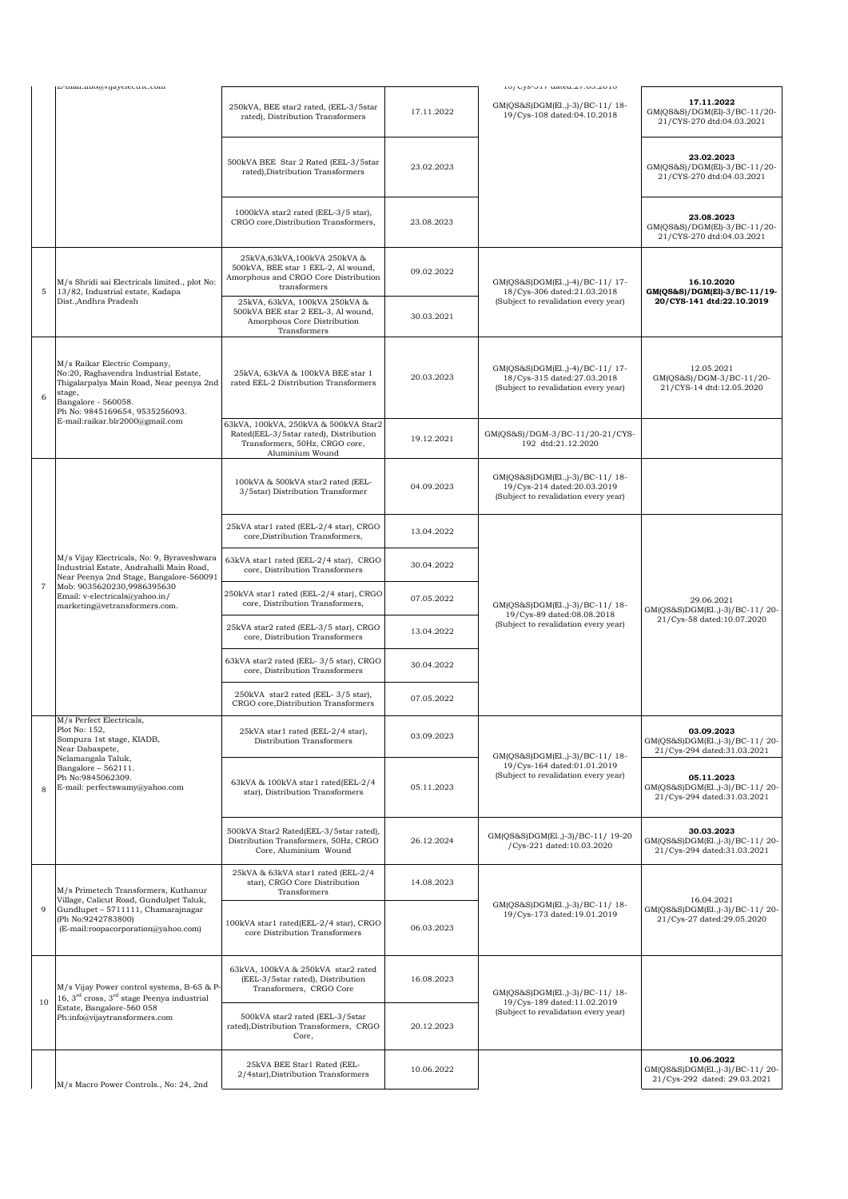| | E-mail:info@vijayelectric.com | | | 18/Cys-317 dated:27.03.2018 | |
|---|---|---|---|---|---|
| | | 250kVA, BEE star2 rated, (EEL-3/5star rated), Distribution Transformers | 17.11.2022 | GM(QS&S)DGM(El.,)-3)/BC-11/ 18-19/Cys-108 dated:04.10.2018 | **17.11.2022** GM(QS&S)/DGM(El)-3/BC-11/20-21/CYS-270 dtd:04.03.2021 |
| | | 500kVA BEE Star 2 Rated (EEL-3/5star rated),Distribution Transformers | 23.02.2023 | | **23.02.2023** GM(QS&S)/DGM(El)-3/BC-11/20-21/CYS-270 dtd:04.03.2021 |
| | | 1000kVA star2 rated (EEL-3/5 star), CRGO core,Distribution Transformers, | 23.08.2023 | | **23.08.2023** GM(QS&S)/DGM(El)-3/BC-11/20-21/CYS-270 dtd:04.03.2021 |
| 5 | M/s Shridi sai Electricals limited., plot No: 13/82, Industrial estate, Kadapa Dist.,Andhra Pradesh | 25kVA,63kVA,100kVA 250kVA & 500kVA, BEE star 1 EEL-2, Al wound, Amorphous and CRGO Core Distribution transformers | 09.02.2022 | GM(QS&S)DGM(El.,)-4)/BC-11/ 17-18/Cys-306 dated:21.03.2018 (Subject to revalidation every year) | **16.10.2020 GM(QS&S)/DGM(El)-3/BC-11/19-20/CYS-141 dtd:22.10.2019** |
| | | 25kVA, 63kVA, 100kVA 250kVA & 500kVA BEE star 2 EEL-3, Al wound, Amorphous Core Distribution Transformers | 30.03.2021 | | |
| 6 | M/s Raikar Electric Company, No:20, Raghavendra Industrial Estate, Thigalarpalya Main Road, Near peenya 2nd stage, Bangalore - 560058. Ph No: 9845169654, 9535256093. E-mail:raikar.blr2000@gmail.com | 25kVA, 63kVA & 100kVA BEE star 1 rated EEL-2 Distribution Transformers | 20.03.2023 | GM(QS&S)DGM(El.,)-4)/BC-11/ 17-18/Cys-315 dated:27.03.2018 (Subject to revalidation every year) | 12.05.2021 GM(QS&S)/DGM-3/BC-11/20-21/CYS-14 dtd:12.05.2020 |
| | | 63kVA, 100kVA, 250kVA & 500kVA Star2 Rated(EEL-3/5star rated), Distribution Transformers, 50Hz, CRGO core, Aluminium Wound | 19.12.2021 | GM(QS&S)/DGM-3/BC-11/20-21/CYS-192 dtd:21.12.2020 | |
| 7 | M/s Vijay Electricals, No: 9, Byraveshwara Industrial Estate, Andrahalli Main Road, Near Peenya 2nd Stage, Bangalore-560091 Mob: 9035620230,9986395630 Email: v-electricals@yahoo.in/ marketing@vetransformers.com. | 100kVA & 500kVA star2 rated (EEL-3/5star) Distribution Transformer | 04.09.2023 | GM(QS&S)DGM(El.,)-3)/BC-11/ 18-19/Cys-214 dated:20.03.2019 (Subject to revalidation every year) | |
| | | 25kVA star1 rated (EEL-2/4 star), CRGO core,Distribution Transformers, | 13.04.2022 | GM(QS&S)DGM(El.,)-3)/BC-11/ 18-19/Cys-89 dated:08.08.2018 (Subject to revalidation every year) | 29.06.2021 GM(QS&S)DGM(El.,)-3)/BC-11/ 20-21/Cys-58 dated:10.07.2020 |
| | | 63kVA star1 rated (EEL-2/4 star), CRGO core, Distribution Transformers | 30.04.2022 | | |
| | | 250kVA star1 rated (EEL-2/4 star), CRGO core, Distribution Transformers, | 07.05.2022 | | |
| | | 25kVA star2 rated (EEL-3/5 star), CRGO core, Distribution Transformers | 13.04.2022 | | |
| | | 63kVA star2 rated (EEL- 3/5 star), CRGO core, Distribution Transformers | 30.04.2022 | | |
| | | 250kVA star2 rated (EEL- 3/5 star), CRGO core,Distribution Transformers | 07.05.2022 | | |
| 8 | M/s Perfect Electricals, Plot No: 152, Sompura 1st stage, KIADB, Near Dabaspete, Nelamangala Taluk, Bangalore – 562111. Ph No:9845062309. E-mail: perfectswamy@yahoo.com | 25kVA star1 rated (EEL-2/4 star), Distribution Transformers | 03.09.2023 | GM(QS&S)DGM(El.,)-3)/BC-11/ 18-19/Cys-164 dated:01.01.2019 (Subject to revalidation every year) | **03.09.2023** GM(QS&S)DGM(El.,)-3)/BC-11/ 20-21/Cys-294 dated:31.03.2021 |
| | | 63kVA & 100kVA star1 rated(EEL-2/4 star), Distribution Transformers | 05.11.2023 | | **05.11.2023** GM(QS&S)DGM(El.,)-3)/BC-11/ 20-21/Cys-294 dated:31.03.2021 |
| | | 500kVA Star2 Rated(EEL-3/5star rated), Distribution Transformers, 50Hz, CRGO Core, Aluminium Wound | 26.12.2024 | GM(QS&S)DGM(El.,)-3)/BC-11/ 19-20 /Cys-221 dated:10.03.2020 | **30.03.2023** GM(QS&S)DGM(El.,)-3)/BC-11/ 20-21/Cys-294 dated:31.03.2021 |
| 9 | M/s Primetech Transformers, Kuthanur Village, Calicut Road, Gundulpet Taluk, Gundlupet – 5711111, Chamarajnagar (Ph No:9242783800) (E-mail:roopacorporation@yahoo.com) | 25kVA & 63kVA star1 rated (EEL-2/4 star), CRGO Core Distribution Transformers | 14.08.2023 | GM(QS&S)DGM(El.,)-3)/BC-11/ 18-19/Cys-173 dated:19.01.2019 | 16.04.2021 GM(QS&S)DGM(El.,)-3)/BC-11/ 20-21/Cys-27 dated:29.05.2020 |
| | | 100kVA star1 rated(EEL-2/4 star), CRGO core Distribution Transformers | 06.03.2023 | | |
| 10 | M/s Vijay Power control systems, B-65 & P-16, 3rd cross, 3rd stage Peenya industrial Estate, Bangalore-560 058 Ph:info@vijaytransformers.com | 63kVA, 100kVA & 250kVA star2 rated (EEL-3/5star rated), Distribution Transformers, CRGO Core | 16.08.2023 | GM(QS&S)DGM(El.,)-3)/BC-11/ 18-19/Cys-189 dated:11.02.2019 (Subject to revalidation every year) | |
| | | 500kVA star2 rated (EEL-3/5star rated),Distribution Transformers, CRGO Core, | 20.12.2023 | | |
| | M/s Macro Power Controls., No: 24, 2nd | 25kVA BEE Star1 Rated (EEL-2/4star),Distribution Transformers | 10.06.2022 | | **10.06.2022** GM(QS&S)DGM(El.,)-3)/BC-11/ 20-21/Cys-292 dated: 29.03.2021 |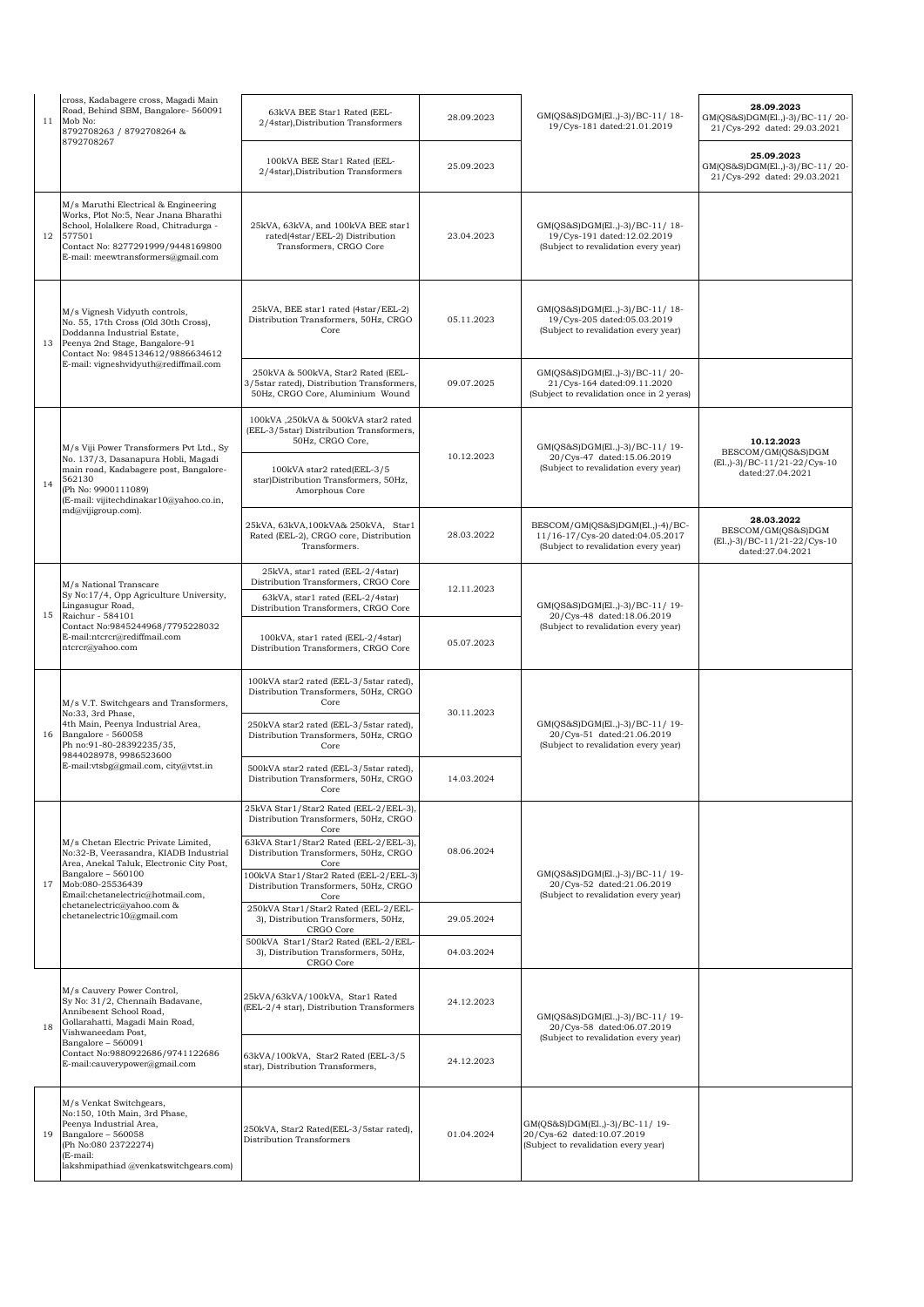| 11 | cross, Kadabagere cross, Magadi Main Road, Behind SBM, Bangalore- 560091 Mob No: 8792708263 / 8792708264 & 8792708267 | 63kVA BEE Star1 Rated (EEL-2/4star),Distribution Transformers | 28.09.2023 | GM(QS&S)DGM(El.,)-3)/BC-11/ 18-19/Cys-181 dated:21.01.2019 | **28.09.2023** GM(QS&S)DGM(El.,)-3)/BC-11/ 20-21/Cys-292 dated: 29.03.2021 |
|---|---|---|---|---|---|
| | | 100kVA BEE Star1 Rated (EEL-2/4star),Distribution Transformers | 25.09.2023 | | **25.09.2023** GM(QS&S)DGM(El.,)-3)/BC-11/ 20-21/Cys-292 dated: 29.03.2021 |
| 12 | M/s Maruthi Electrical & Engineering Works, Plot No:5, Near Jnana Bharathi School, Holalkere Road, Chitradurga - 577501 Contact No: 8277291999/9448169800 E-mail: meewtransformers@gmail.com | 25kVA, 63kVA, and 100kVA BEE star1 rated(4star/EEL-2) Distribution Transformers, CRGO Core | 23.04.2023 | GM(QS&S)DGM(El.,)-3)/BC-11/ 18-19/Cys-191 dated:12.02.2019 (Subject to revalidation every year) | |
| 13 | M/s Vignesh Vidyuth controls, No. 55, 17th Cross (Old 30th Cross), Doddanna Industrial Estate, Peenya 2nd Stage, Bangalore-91 Contact No: 9845134612/9886634612 E-mail: vigneshvidyuth@rediffmail.com | 25kVA, BEE star1 rated (4star/EEL-2) Distribution Transformers, 50Hz, CRGO Core | 05.11.2023 | GM(QS&S)DGM(El.,)-3)/BC-11/ 18-19/Cys-205 dated:05.03.2019 (Subject to revalidation every year) | |
| | | 250kVA & 500kVA, Star2 Rated (EEL-3/5star rated), Distribution Transformers, 50Hz, CRGO Core, Aluminium Wound | 09.07.2025 | GM(QS&S)DGM(El.,)-3)/BC-11/ 20-21/Cys-164 dated:09.11.2020 (Subject to revalidation once in 2 yeras) | |
| 14 | M/s Viji Power Transformers Pvt Ltd., Sy No. 137/3, Dasanapura Hobli, Magadi main road, Kadabagere post, Bangalore-562130 (Ph No: 9900111089) (E-mail: vijitechdinakar10@yahoo.co.in, md@vijigroup.com). | 100kVA ,250kVA & 500kVA star2 rated (EEL-3/5star) Distribution Transformers, 50Hz, CRGO Core, | 10.12.2023 | GM(QS&S)DGM(El.,)-3)/BC-11/ 19-20/Cys-47 dated:15.06.2019 (Subject to revalidation every year) | **10.12.2023** BESCOM/GM(QS&S)DGM (El.,)-3)/BC-11/21-22/Cys-10 dated:27.04.2021 |
| | | 100kVA star2 rated(EEL-3/5 star)Distribution Transformers, 50Hz, Amorphous Core | | | |
| | | 25kVA, 63kVA,100kVA& 250kVA, Star1 Rated (EEL-2), CRGO core, Distribution Transformers. | 28.03.2022 | BESCOM/GM(QS&S)DGM(El.,)-4)/BC-11/16-17/Cys-20 dated:04.05.2017 (Subject to revalidation every year) | **28.03.2022** BESCOM/GM(QS&S)DGM (El.,)-3)/BC-11/21-22/Cys-10 dated:27.04.2021 |
| 15 | M/s National Transcare Sy No:17/4, Opp Agriculture University, Lingasugur Road, Raichur - 584101 Contact No:9845244968/7795228032 E-mail:ntcrcr@rediffmail.com ntcrcr@yahoo.com | 25kVA, star1 rated (EEL-2/4star) Distribution Transformers, CRGO Core | 12.11.2023 | GM(QS&S)DGM(El.,)-3)/BC-11/ 19-20/Cys-48 dated:18.06.2019 (Subject to revalidation every year) | |
| | | 63kVA, star1 rated (EEL-2/4star) Distribution Transformers, CRGO Core | | | |
| | | 100kVA, star1 rated (EEL-2/4star) Distribution Transformers, CRGO Core | 05.07.2023 | | |
| 16 | M/s V.T. Switchgears and Transformers, No:33, 3rd Phase, 4th Main, Peenya Industrial Area, Bangalore - 560058 Ph no:91-80-28392235/35, 9844028978, 9986523600 E-mail:vtsbg@gmail.com, city@vtst.in | 100kVA star2 rated (EEL-3/5star rated), Distribution Transformers, 50Hz, CRGO Core | 30.11.2023 | GM(QS&S)DGM(El.,)-3)/BC-11/ 19-20/Cys-51 dated:21.06.2019 (Subject to revalidation every year) | |
| | | 250kVA star2 rated (EEL-3/5star rated), Distribution Transformers, 50Hz, CRGO Core | | | |
| | | 500kVA star2 rated (EEL-3/5star rated), Distribution Transformers, 50Hz, CRGO Core | 14.03.2024 | | |
| 17 | M/s Chetan Electric Private Limited, No:32-B, Veerasandra, KIADB Industrial Area, Anekal Taluk, Electronic City Post, Bangalore – 560100 Mob:080-25536439 Email:chetanelectric@hotmail.com, chetanelectric@yahoo.com & chetanelectric10@gmail.com | 25kVA Star1/Star2 Rated (EEL-2/EEL-3), Distribution Transformers, 50Hz, CRGO Core | 08.06.2024 | GM(QS&S)DGM(El.,)-3)/BC-11/ 19-20/Cys-52 dated:21.06.2019 (Subject to revalidation every year) | |
| | | 63kVA Star1/Star2 Rated (EEL-2/EEL-3), Distribution Transformers, 50Hz, CRGO Core | | | |
| | | 100kVA Star1/Star2 Rated (EEL-2/EEL-3) Distribution Transformers, 50Hz, CRGO Core | | | |
| | | 250kVA Star1/Star2 Rated (EEL-2/EEL-3), Distribution Transformers, 50Hz, CRGO Core | 29.05.2024 | | |
| | | 500kVA Star1/Star2 Rated (EEL-2/EEL-3), Distribution Transformers, 50Hz, CRGO Core | 04.03.2024 | | |
| 18 | M/s Cauvery Power Control, Sy No: 31/2, Chennaih Badavane, Annibesent School Road, Gollarahatti, Magadi Main Road, Vishwaneedam Post, Bangalore – 560091 Contact No:9880922686/9741122686 E-mail:cauverypower@gmail.com | 25kVA/63kVA/100kVA, Star1 Rated (EEL-2/4 star), Distribution Transformers | 24.12.2023 | GM(QS&S)DGM(El.,)-3)/BC-11/ 19-20/Cys-58 dated:06.07.2019 (Subject to revalidation every year) | |
| | | 63kVA/100kVA, Star2 Rated (EEL-3/5 star), Distribution Transformers, | 24.12.2023 | | |
| 19 | M/s Venkat Switchgears, No:150, 10th Main, 3rd Phase, Peenya Industrial Area, Bangalore – 560058 (Ph No:080 23722274) (E-mail: lakshmipathiad @venkatswitchgears.com) | 250kVA, Star2 Rated(EEL-3/5star rated), Distribution Transformers | 01.04.2024 | GM(QS&S)DGM(El.,)-3)/BC-11/ 19-20/Cys-62 dated:10.07.2019 (Subject to revalidation every year) | |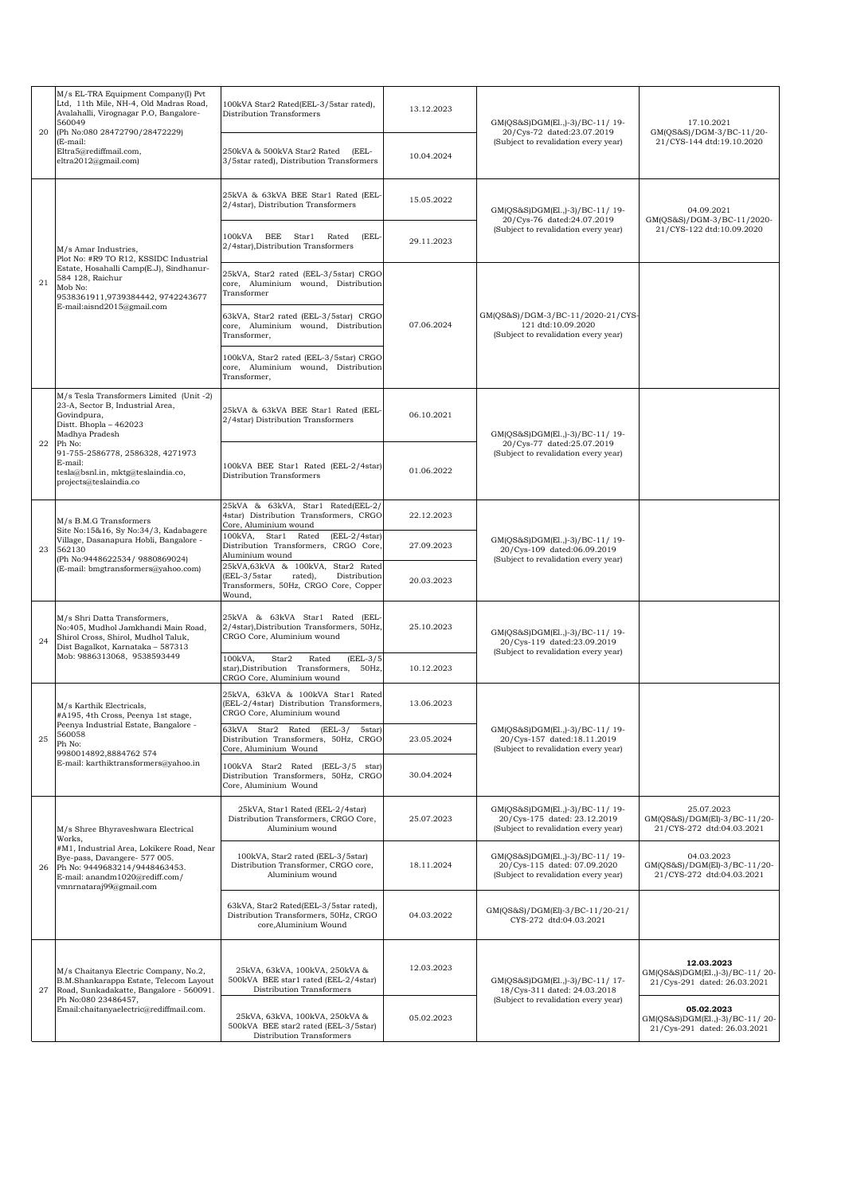| | | | | | |
|---|---|---|---|---|---|
| 20 | M/s EL-TRA Equipment Company(I) Pvt Ltd, 11th Mile, NH-4, Old Madras Road, Avalahalli, Virognagar P.O, Bangalore-560049 (Ph No:080 28472790/28472229) (E-mail: Eltra5@rediffmail.com, eltra2012@gmail.com) | 100kVA Star2 Rated(EEL-3/5star rated), Distribution Transformers | 13.12.2023 | GM(QS&S)DGM(El.,)-3)/BC-11/ 19-20/Cys-72 dated:23.07.2019 (Subject to revalidation every year) | 17.10.2021 GM(QS&S)/DGM-3/BC-11/20-21/CYS-144 dtd:19.10.2020 |
| | | 250kVA & 500kVA Star2 Rated (EEL-3/5star rated), Distribution Transformers | 10.04.2024 | | |
| 21 | M/s Amar Industries, Plot No: #R9 TO R12, KSSIDC Industrial Estate, Hosahalli Camp(E.J), Sindhanur-584 128, Raichur Mob No: 9538361911,9739384442, 9742243677 E-mail:aisnd2015@gmail.com | 25kVA & 63kVA BEE Star1 Rated (EEL-2/4star), Distribution Transformers | 15.05.2022 | GM(QS&S)DGM(El.,)-3)/BC-11/ 19-20/Cys-76 dated:24.07.2019 (Subject to revalidation every year) | 04.09.2021 GM(QS&S)/DGM-3/BC-11/2020-21/CYS-122 dtd:10.09.2020 |
| | | 100kVA BEE Star1 Rated (EEL-2/4star),Distribution Transformers | 29.11.2023 | | |
| | | 25kVA, Star2 rated (EEL-3/5star) CRGO core, Aluminium wound, Distribution Transformer | 07.06.2024 | GM(QS&S)/DGM-3/BC-11/2020-21/CYS-121 dtd:10.09.2020 (Subject to revalidation every year) | |
| | | 63kVA, Star2 rated (EEL-3/5star) CRGO core, Aluminium wound, Distribution Transformer, | | | |
| | | 100kVA, Star2 rated (EEL-3/5star) CRGO core, Aluminium wound, Distribution Transformer, | | | |
| 22 | M/s Tesla Transformers Limited (Unit -2) 23-A, Sector B, Industrial Area, Govindpura, Distt. Bhopla – 462023 Madhya Pradesh Ph No: 91-755-2586778, 2586328, 4271973 E-mail: tesla@bsnl.in, mktg@teslaindia.co, projects@teslaindia.co | 25kVA & 63kVA BEE Star1 Rated (EEL-2/4star) Distribution Transformers | 06.10.2021 | GM(QS&S)DGM(El.,)-3)/BC-11/ 19-20/Cys-77 dated:25.07.2019 (Subject to revalidation every year) | |
| | | 100kVA BEE Star1 Rated (EEL-2/4star) Distribution Transformers | 01.06.2022 | | |
| 23 | M/s B.M.G Transformers Site No:15&16, Sy No:34/3, Kadabagere Village, Dasanapura Hobli, Bangalore - 562130 (Ph No:9448622534/ 9880869024) (E-mail: bmgtransformers@yahoo.com) | 25kVA & 63kVA, Star1 Rated(EEL-2/4star) Distribution Transformers, CRGO Core, Aluminium wound | 22.12.2023 | GM(QS&S)DGM(El.,)-3)/BC-11/ 19-20/Cys-109 dated:06.09.2019 (Subject to revalidation every year) | |
| | | 100kVA, Star1 Rated (EEL-2/4star) Distribution Transformers, CRGO Core, Aluminium wound | 27.09.2023 | | |
| | | 25kVA,63kVA & 100kVA, Star2 Rated (EEL-3/5star rated), Distribution Transformers, 50Hz, CRGO Core, Copper Wound, | 20.03.2023 | | |
| 24 | M/s Shri Datta Transformers, No:405, Mudhol Jamkhandi Main Road, Shirol Cross, Shirol, Mudhol Taluk, Dist Bagalkot, Karnataka – 587313 Mob: 9886313068, 9538593449 | 25kVA & 63kVA Star1 Rated (EEL-2/4star),Distribution Transformers, 50Hz, CRGO Core, Aluminium wound | 25.10.2023 | GM(QS&S)DGM(El.,)-3)/BC-11/ 19-20/Cys-119 dated:23.09.2019 (Subject to revalidation every year) | |
| | | 100kVA, Star2 Rated (EEL-3/5 star),Distribution Transformers, 50Hz, CRGO Core, Aluminium wound | 10.12.2023 | | |
| 25 | M/s Karthik Electricals, #A195, 4th Cross, Peenya 1st stage, Peenya Industrial Estate, Bangalore - 560058 Ph No: 9980014892,8884762 574 E-mail: karthiktransformers@yahoo.in | 25kVA, 63kVA & 100kVA Star1 Rated (EEL-2/4star) Distribution Transformers, CRGO Core, Aluminium wound | 13.06.2023 | GM(QS&S)DGM(El.,)-3)/BC-11/ 19-20/Cys-157 dated:18.11.2019 (Subject to revalidation every year) | |
| | | 63kVA Star2 Rated (EEL-3/ 5star) Distribution Transformers, 50Hz, CRGO Core, Aluminium Wound | 23.05.2024 | | |
| | | 100kVA Star2 Rated (EEL-3/5 star) Distribution Transformers, 50Hz, CRGO Core, Aluminium Wound | 30.04.2024 | | |
| 26 | M/s Shree Bhyraveshwara Electrical Works, #M1, Industrial Area, Lokikere Road, Near Bye-pass, Davangere- 577 005. Ph No: 9449683214/9448463453. E-mail: anandm1020@rediff.com/ vmnrnataraj99@gmail.com | 25kVA, Star1 Rated (EEL-2/4star) Distribution Transformers, CRGO Core, Aluminium wound | 25.07.2023 | GM(QS&S)DGM(El.,)-3)/BC-11/ 19-20/Cys-175 dated: 23.12.2019 (Subject to revalidation every year) | 25.07.2023 GM(QS&S)/DGM(El)-3/BC-11/20-21/CYS-272 dtd:04.03.2021 |
| | | 100kVA, Star2 rated (EEL-3/5star) Distribution Transformer, CRGO core, Aluminium wound | 18.11.2024 | GM(QS&S)DGM(El.,)-3)/BC-11/ 19-20/Cys-115 dated: 07.09.2020 (Subject to revalidation every year) | 04.03.2023 GM(QS&S)/DGM(El)-3/BC-11/20-21/CYS-272 dtd:04.03.2021 |
| | | 63kVA, Star2 Rated(EEL-3/5star rated), Distribution Transformers, 50Hz, CRGO core,Aluminium Wound | 04.03.2022 | GM(QS&S)/DGM(El)-3/BC-11/20-21/ CYS-272 dtd:04.03.2021 | |
| 27 | M/s Chaitanya Electric Company, No.2, B.M.Shankarappa Estate, Telecom Layout Road, Sunkadakatte, Bangalore - 560091. Ph No:080 23486457, Email:chaitanyaelectric@rediffmail.com. | 25kVA, 63kVA, 100kVA, 250kVA & 500kVA BEE star1 rated (EEL-2/4star) Distribution Transformers | 12.03.2023 | GM(QS&S)DGM(El.,)-3)/BC-11/ 17-18/Cys-311 dated: 24.03.2018 (Subject to revalidation every year) | **12.03.2023** GM(QS&S)DGM(El.,)-3)/BC-11/ 20-21/Cys-291 dated: 26.03.2021 |
| | | 25kVA, 63kVA, 100kVA, 250kVA & 500kVA BEE star2 rated (EEL-3/5star) Distribution Transformers | 05.02.2023 | | **05.02.2023** GM(QS&S)DGM(El.,)-3)/BC-11/ 20-21/Cys-291 dated: 26.03.2021 |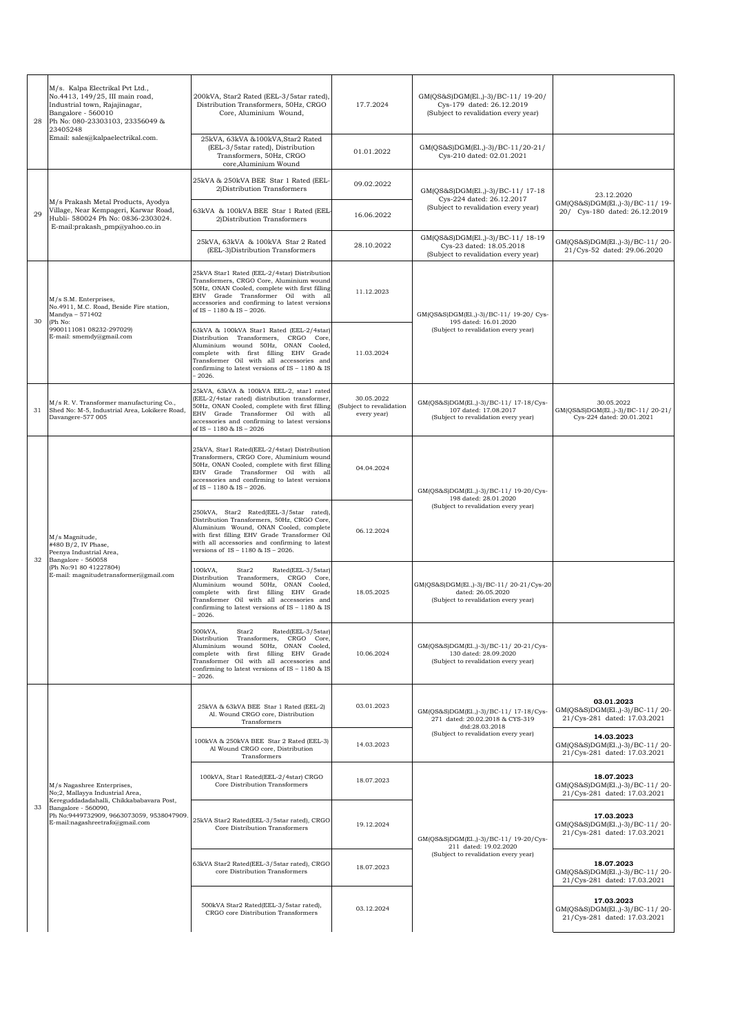| 28 | M/s. Kalpa Electrikal Pvt Ltd., No.4413, 149/25, III main road, Industrial town, Rajajinagar, Bangalore - 560010 Ph No: 080-23303103, 23356049 & 23405248 Email: sales@kalpaelectrikal.com. | 200kVA, Star2 Rated (EEL-3/5star rated), Distribution Transformers, 50Hz, CRGO Core, Aluminium Wound, | 17.7.2024 | GM(QS&S)DGM(El.,)-3)/BC-11/ 19-20/ Cys-179 dated: 26.12.2019 (Subject to revalidation every year) | |
|---|---|---|---|---|---|
| | | 25kVA, 63kVA &100kVA,Star2 Rated (EEL-3/5star rated), Distribution Transformers, 50Hz, CRGO core,Aluminium Wound | 01.01.2022 | GM(QS&S)DGM(El.,)-3)/BC-11/20-21/ Cys-210 dated: 02.01.2021 | |
| 29 | M/s Prakash Metal Products, Ayodya Village, Near Kempageri, Karwar Road, Hubli- 580024 Ph No: 0836-2303024. E-mail:prakash_pmp@yahoo.co.in | 25kVA & 250kVA BEE Star 1 Rated (EEL-2)Distribution Transformers | 09.02.2022 | GM(QS&S)DGM(El.,)-3)/BC-11/ 17-18 Cys-224 dated: 26.12.2017 (Subject to revalidation every year) | 23.12.2020 GM(QS&S)DGM(El.,)-3)/BC-11/ 19-20/ Cys-180 dated: 26.12.2019 |
| | | 63kVA & 100kVA BEE Star 1 Rated (EEL-2)Distribution Transformers | 16.06.2022 | | |
| | | 25kVA, 63kVA & 100kVA Star 2 Rated (EEL-3)Distribution Transformers | 28.10.2022 | GM(QS&S)DGM(El.,)-3)/BC-11/ 18-19 Cys-23 dated: 18.05.2018 (Subject to revalidation every year) | GM(QS&S)DGM(El.,)-3)/BC-11/ 20-21/Cys-52 dated: 29.06.2020 |
| 30 | M/s S.M. Enterprises, No.4911, M.C. Road, Beside Fire station, Mandya – 571402 (Ph No: 9900111081 08232-297029) E-mail: smemdy@gmail.com | 25kVA Star1 Rated (EEL-2/4star) Distribution Transformers, CRGO Core, Aluminium wound 50Hz, ONAN Cooled, complete with first filling EHV Grade Transformer Oil with all accessories and confirming to latest versions of IS – 1180 & IS – 2026. | 11.12.2023 | GM(QS&S)DGM(El.,)-3)/BC-11/ 19-20/ Cys-195 dated: 16.01.2020 (Subject to revalidation every year) | |
| | | 63kVA & 100kVA Star1 Rated (EEL-2/4star) Distribution Transformers, CRGO Core, Aluminium wound 50Hz, ONAN Cooled, complete with first filling EHV Grade Transformer Oil with all accessories and confirming to latest versions of IS – 1180 & IS – 2026. | 11.03.2024 | | |
| 31 | M/s R. V. Transformer manufacturing Co., Shed No: M-5, Industrial Area, Lokikere Road, Davangere-577 005 | 25kVA, 63kVA & 100kVA EEL-2, star1 rated (EEL-2/4star rated) distribution transformer, 50Hz, ONAN Cooled, complete with first filling EHV Grade Transformer Oil with all accessories and confirming to latest versions of IS – 1180 & IS – 2026 | 30.05.2022 (Subject to revalidation every year) | GM(QS&S)DGM(El.,)-3)/BC-11/ 17-18/Cys-107 dated: 17.08.2017 (Subject to revalidation every year) | 30.05.2022 GM(QS&S)DGM(El.,)-3)/BC-11/ 20-21/ Cys-224 dated: 20.01.2021 |
| 32 | M/s Magnitude, #480 B/2, IV Phase, Peenya Industrial Area, Bangalore - 560058 (Ph No:91 80 41227804) E-mail: magnitudetransformer@gmail.com | 25kVA, Star1 Rated(EEL-2/4star) Distribution Transformers, CRGO Core, Aluminium wound 50Hz, ONAN Cooled, complete with first filling EHV Grade Transformer Oil with all accessories and confirming to latest versions of IS – 1180 & IS – 2026. | 04.04.2024 | GM(QS&S)DGM(El.,)-3)/BC-11/ 19-20/Cys-198 dated: 28.01.2020 (Subject to revalidation every year) | |
| | | 250kVA, Star2 Rated(EEL-3/5star rated), Distribution Transformers, 50Hz, CRGO Core, Aluminium Wound, ONAN Cooled, complete with first filling EHV Grade Transformer Oil with all accessories and confirming to latest versions of IS – 1180 & IS – 2026. | 06.12.2024 | | |
| | | 100kVA, Star2 Rated(EEL-3/5star) Distribution Transformers, CRGO Core, Aluminium wound 50Hz, ONAN Cooled, complete with first filling EHV Grade Transformer Oil with all accessories and confirming to latest versions of IS – 1180 & IS – 2026. | 18.05.2025 | GM(QS&S)DGM(El.,)-3)/BC-11/ 20-21/Cys-20 dated: 26.05.2020 (Subject to revalidation every year) | |
| | | 500kVA, Star2 Rated(EEL-3/5star) Distribution Transformers, CRGO Core, Aluminium wound 50Hz, ONAN Cooled, complete with first filling EHV Grade Transformer Oil with all accessories and confirming to latest versions of IS – 1180 & IS – 2026. | 10.06.2024 | GM(QS&S)DGM(El.,)-3)/BC-11/ 20-21/Cys-130 dated: 28.09.2020 (Subject to revalidation every year) | |
| 33 | M/s Nagashree Enterprises, No;2, Mallayya Industrial Area, Kereguddadadahalli, Chikkababavara Post, Bangalore - 560090, Ph No:9449732909, 9663073059, 9538047909. E-mail:nagashreetrafo@gmail.com | 25kVA & 63kVA BEE Star 1 Rated (EEL-2) Al. Wound CRGO core, Distribution Transformers | 03.01.2023 | GM(QS&S)DGM(El.,)-3)/BC-11/ 17-18/Cys-271 dated: 20.02.2018 & CYS-319 dtd:28.03.2018 (Subject to revalidation every year) | **03.01.2023** GM(QS&S)DGM(El.,)-3)/BC-11/ 20-21/Cys-281 dated: 17.03.2021 |
| | | 100kVA & 250kVA BEE Star 2 Rated (EEL-3) Al Wound CRGO core, Distribution Transformers | 14.03.2023 | | **14.03.2023** GM(QS&S)DGM(El.,)-3)/BC-11/ 20-21/Cys-281 dated: 17.03.2021 |
| | | 100kVA, Star1 Rated(EEL-2/4star) CRGO Core Distribution Transformers | 18.07.2023 | GM(QS&S)DGM(El.,)-3)/BC-11/ 19-20/Cys-211 dated: 19.02.2020 (Subject to revalidation every year) | **18.07.2023** GM(QS&S)DGM(El.,)-3)/BC-11/ 20-21/Cys-281 dated: 17.03.2021 |
| | | 25kVA Star2 Rated(EEL-3/5star rated), CRGO Core Distribution Transformers | 19.12.2024 | | **17.03.2023** GM(QS&S)DGM(El.,)-3)/BC-11/ 20-21/Cys-281 dated: 17.03.2021 |
| | | 63kVA Star2 Rated(EEL-3/5star rated), CRGO core Distribution Transformers | 18.07.2023 | | **18.07.2023** GM(QS&S)DGM(El.,)-3)/BC-11/ 20-21/Cys-281 dated: 17.03.2021 |
| | | 500kVA Star2 Rated(EEL-3/5star rated), CRGO core Distribution Transformers | 03.12.2024 | | **17.03.2023** GM(QS&S)DGM(El.,)-3)/BC-11/ 20-21/Cys-281 dated: 17.03.2021 |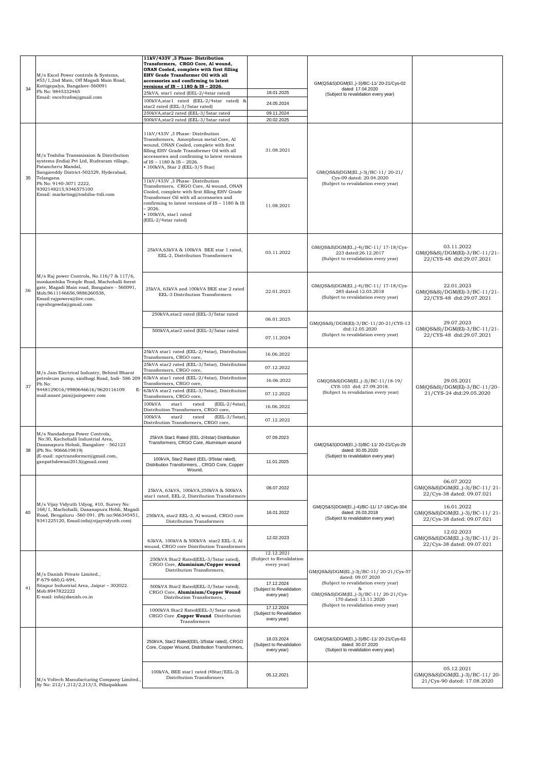| 34 | M/s Excel Power controls & Systems, #53/1,2nd Main, Off Magadi Main Road, Kottigepalya, Bangalore-560091 Ph No: 9845332465 Email: exceltrafos@gmail.com | **11kV/433V ,3 Phase- Distribution Transformers, CRGO Core, Al wound, ONAN Cooled, complete with first filling EHV Grade Transformer Oil with all accessories and confirming to latest versions of IS – 1180 & IS – 2026.** | | GM(QS&S)DGM(El.,)-3)/BC-11/ 20-21/Cys-02 dated: 17.04.2020 (Subject to revalidation every year) | |
|---|---|---|---|---|---|
| | | 25kVA, star1 rated (EEL-2/4star rated) | 18.01.2025 | | |
| | | 100kVA,star1 rated (EEL-2/4star rated) & star2 rated (EEL-3/5star rated) | 24.05.2024 | | |
| | | 250kVA,star2 rated (EEL-3/5star rated | 09.11.2024 | | |
| | | 500kVA,star2 rated (EEL-3/5star rated | 20.02.2025 | | |
| 35 | M/s Toshiba Transmission & Distribution systems (India) Pvt Ltd, Rudraram village, Patancheru Mandal, Sangareddy District-502329, Hyderabad, Telangana Ph No: 9140-3071 2222, 9392148215,9346575100 Email: marketing@toshiba-ttdi.com | 11kV/433V ,3 Phase- Distribution Transformers, Amorphous metal Core, Al wound, ONAN Cooled, complete with first filling EHV Grade Transformer Oil with all accessories and confirming to latest versions of IS – 1180 & IS – 2026. • 100kVA, Star 2 (EEL-3/5 Star) | 31.08.2021 | GM(QS&S)DGM(El.,)-3)/BC-11/ 20-21/ Cys-09 dated: 20.04.2020 (Subject to revalidation every year) | |
| | | 11kV/433V ,3 Phase- Distribution Transformers, CRGO Core, Al wound, ONAN Cooled, complete with first filling EHV Grade Transformer Oil with all accessories and confirming to latest versions of IS – 1180 & IS – 2026. • 100kVA, star1 rated (EEL-2/4star rated) | 11.08.2021 | | |
| 36 | M/s Raj power Controls, No.116/7 & 117/6, mookambika Temple Road, Machohalli forest gate, Magadi Main road, Bangalore - 560091, Mob;9611146656,9886260538, Email:rajpowers@live.com, rajeshrgowda@gmail.com | 25kVA,63kVA & 100kVA BEE star 1 rated, EEL-2, Distribution Transformers | 03.11.2022 | GM(QS&S)DGM(El.,)-4)/BC-11/ 17-18/Cys-223 dated:26.12.2017 (Subject to revalidation every year) | 03.11.2022 GM(QS&S)/DGM(El)-3/BC-11/21-22/CYS-48 dtd:29.07.2021 |
| | | 25kVA, 63kVA and 100kVA BEE star 2 rated EEL-3 Distribution Transformers | 22.01.2023 | GM(QS&S)DGM(El.,)-4)/BC-11/ 17-18/Cys-285 dated:12.03.2018 (Subject to revalidation every year) | 22.01.2023 GM(QS&S)/DGM(El)-3/BC-11/21-22/CYS-48 dtd:29.07.2021 |
| | | 250kVA,star2 rated (EEL-3/5star rated | 06.01.2025 | GM(QS&S)/DGM(El)-3/BC-11/20-21/CYS-13 dtd:12.05.2020 (Subject to revalidation every year) | 29.07.2023 GM(QS&S)/DGM(El)-3/BC-11/21-22/CYS-48 dtd:29.07.2021 |
| | | 500kVA,star2 rated (EEL-3/5star rated | 07.11.2024 | | |
| 37 | M/s Jain Electrical Industry, Behind Bharat petroleum pump, sindhagi Road, Indi- 586 209 Ph No: 9448129016/9980646616/9620116109. E-mail:anant.jain@jainpower.com | 25kVA star1 rated (EEL-2/4star), Distribution Transformers, CRGO core, | 16.06.2022 | GM(QS&S)DGM(El.,)-3)/BC-11/18-19/ CYS-103 dtd: 27.09.2018. (Subject to revalidation every year) | 29.05.2021 GM(QS&S)/DGM(El)-3/BC-11/20-21/CYS-24 dtd:29.05.2020 |
| | | 25kVA star2 rated (EEL-3/5star), Distribution Transformers, CRGO core, | 07.12.2022 | | |
| | | 63kVA star1 rated (EEL-2/4star), Distribution Transformers, CRGO core, | 16.06.2022 | | |
| | | 63kVA star2 rated (EEL-3/5star), Distribution Transformers, CRGO core, | 07.12.2022 | | |
| | | 100kVA star1 rated (EEL-2/4star), Distribution Transformers, CRGO core, | 16.06.2022 | | |
| | | 100kVA star2 rated (EEL-3/5star), Distribution Transformers, CRGO core, | 07.12.2022 | | |
| 38 | M/s Nandadeepa Power Controls, No:30, Kachohalli Industrial Area, Dasanapura Hobali, Bangalore - 562123 (Ph No: 9066619819) (E-mail: npctransformer@gmail.com, ganpathdewasi2013@gmail.com) | 25kVA Star1 Rated (EEL-2/4star) Distribution Transformers, CRGO Core, Aluminium wound | 07.09.2023 | GM(QS&S)DGM(El.,)-3)/BC-11/ 20-21/Cys-29 dated: 30.05.2020 (Subject to revalidation every year) | |
| | | 100kVA, Star2 Rated (EEL-3/5star rated), Distribution Transformers, , CRGO Core, Copper Wound, | 11.01.2025 | | |
| 40 | M/s Vijay Vidyuth Udyog, #10, Survey No: 168/1, Machohalli, Dasanapura Hobli, Magadi Road, Bengaluru -560 091. (Ph no:966345451, 9341225120, Email:info@vijayvidyuth.com) | 25kVA, 63kVA, 100kVA,250kVA & 500kVA star1 rated, EEL-2, Distribution Transformers | 06.07.2022 | GM(QS&S)DGM(El.,)-4)/BC-11/ 17-18/Cys-304 dated: 26.03.2018 (Subject to revalidation every year) | 06.07.2022 GM(QS&S)DGM(El.,)-3)/BC-11/ 21-22/Cys-38 dated: 09.07.021 |
| | | 250kVA, star2 EEL-3, Al wound, CRGO core Distribution Transformers | 16.01.2022 | | 16.01.2022 GM(QS&S)DGM(El.,)-3)/BC-11/ 21-22/Cys-38 dated: 09.07.021 |
| | | 63kVA, 100kVA & 500kVA star2 EEL-3, Al wound, CRGO core Distribution Transformers | 12.02.2023 | | 12.02.2023 GM(QS&S)DGM(El.,)-3)/BC-11/ 21-22/Cys-38 dated: 09.07.021 |
| 41 | M/s Danish Private Limited., F-679-680,G-694, Sitapur Industrial Area, Jaipur – 302022. Mob:8947822222 E-mail: info@danish.co.in | 250kVA Star2 Rated(EEL-3/5star rated), CRGO Core, **Aluminium/Copper wound** Distribution Transformers, | 12.12.2021 (Subject to Revalidation every year) | GM(QS&S)DGM(El.,)-3)/BC-11/ 20-21/Cys-57 dated: 09.07.2020 (Subject to revalidation every year) & GM(QS&S)DGM(El.,)-3)/BC-11/ 20-21/Cys-170 dated: 13.11.2020 (Subject to revalidation every year) | |
| | | 500kVA Star2 Rated(EEL-3/5star rated), CRGO Core, **Aluminium/Copper Wound** Distribution Transformers, , | 17.12.2024 (Subject to Revalidation every year) | | |
| | | 1000kVA Star2 Rated(EEL-3/5star rated) CRGO Core ,**Copper Wound** Distribution Transformers | 17.12.2024 (Subject to Revalidation every year) | | |
| | M/s Voltech Manufacturing Company Limited., Sy No: 212/1,212/2,213/3, Pillaipakkam | 250kVA, Star2 Rated(EEL-3/5star rated), CRGO Core, Copper Wound, Distribution Transformers, | 18.03.2024 (Subject to Revalidation every year) | GM(QS&S)DGM(El.,)-3)/BC-11/ 20-21/Cys-63 dated: 30.07.2020 (Subject to revalidation every year) | |
| | | 100kVA, BEE star1 rated (4Star/EEL-2) Distribution Transformers | 05.12.2021 | | 05.12.2021 GM(QS&S)DGM(El.,)-3)/BC-11/ 20-21/Cys-90 dated: 17.08.2020 |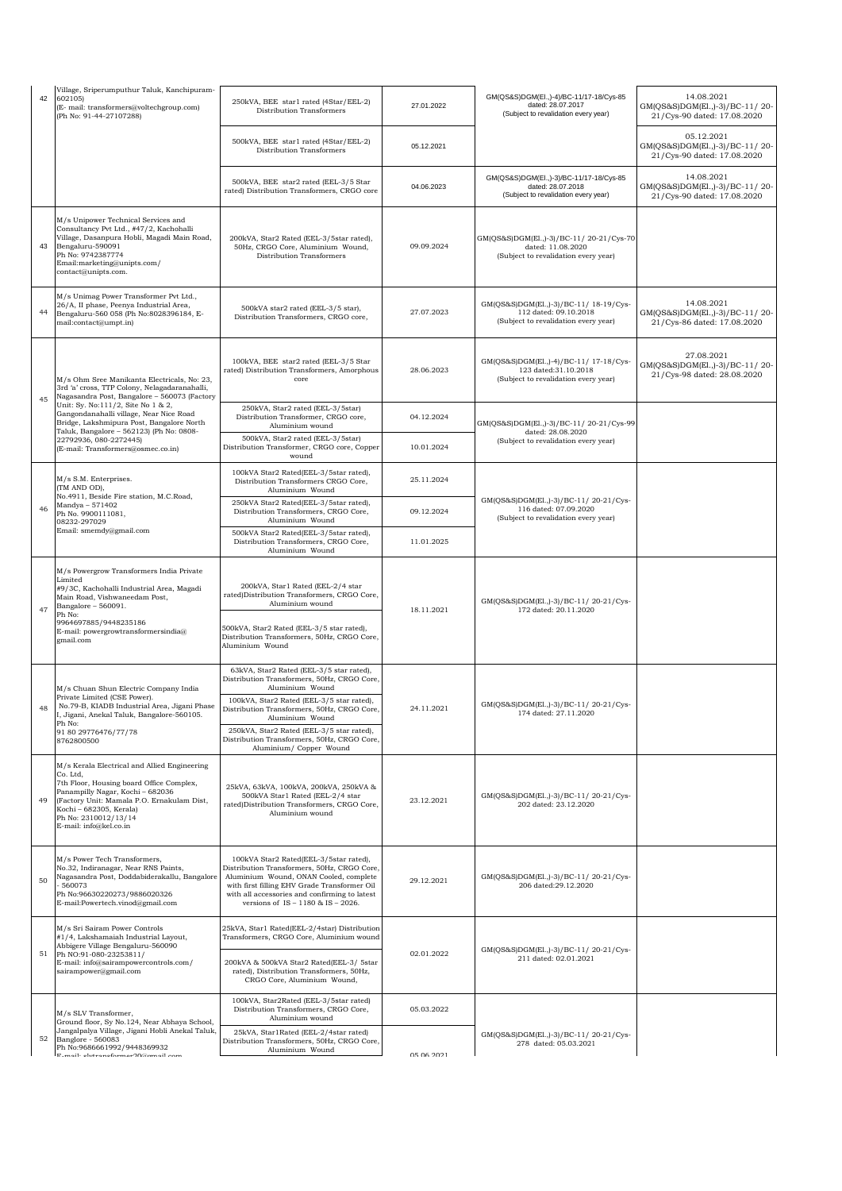| | | | | | |
|---|---|---|---|---|---|
| 42 | Village, Sriperumputhur Taluk, Kanchipuram-602105) (E- mail: transformers@voltechgroup.com) (Ph No: 91-44-27107288) | 250kVA, BEE star1 rated (4Star/EEL-2) Distribution Transformers | 27.01.2022 | GM(QS&S)DGM(El.,)-4)/BC-11/17-18/Cys-85 dated: 28.07.2017 (Subject to revalidation every year) | 14.08.2021 GM(QS&S)DGM(El.,)-3)/BC-11/ 20-21/Cys-90 dated: 17.08.2020 |
| | | 500kVA, BEE star1 rated (4Star/EEL-2) Distribution Transformers | 05.12.2021 | | 05.12.2021 GM(QS&S)DGM(El.,)-3)/BC-11/ 20-21/Cys-90 dated: 17.08.2020 |
| | | 500kVA, BEE star2 rated (EEL-3/5 Star rated) Distribution Transformers, CRGO core | 04.06.2023 | GM(QS&S)DGM(El.,)-3)/BC-11/17-18/Cys-85 dated: 28.07.2018 (Subject to revalidation every year) | 14.08.2021 GM(QS&S)DGM(El.,)-3)/BC-11/ 20-21/Cys-90 dated: 17.08.2020 |
| 43 | M/s Unipower Technical Services and Consultancy Pvt Ltd., #47/2, Kachohalli Village, Dasanpura Hobli, Magadi Main Road, Bengaluru-590091 Ph No: 9742387774 Email:marketing@unipts.com/ contact@unipts.com. | 200kVA, Star2 Rated (EEL-3/5star rated), 50Hz, CRGO Core, Aluminium Wound, Distribution Transformers | 09.09.2024 | GM(QS&S)DGM(El.,)-3)/BC-11/ 20-21/Cys-70 dated: 11.08.2020 (Subject to revalidation every year) | |
| 44 | M/s Unimag Power Transformer Pvt Ltd., 26/A, II phase, Peenya Industrial Area, Bengaluru-560 058 (Ph No:8028396184, E-mail:contact@umpt.in) | 500kVA star2 rated (EEL-3/5 star), Distribution Transformers, CRGO core, | 27.07.2023 | GM(QS&S)DGM(El.,)-3)/BC-11/ 18-19/Cys-112 dated: 09.10.2018 (Subject to revalidation every year) | 14.08.2021 GM(QS&S)DGM(El.,)-3)/BC-11/ 20-21/Cys-86 dated: 17.08.2020 |
| 45 | M/s Ohm Sree Manikanta Electricals, No: 23, 3rd 'a' cross, TTP Colony, Nelagadaranahalli, Nagasandra Post, Bangalore – 560073 (Factory Unit: Sy. No:111/2, Site No 1 & 2, Gangondanahalli village, Near Nice Road Bridge, Lakshmipura Post, Bangalore North Taluk, Bangalore – 562123) (Ph No: 0808-22792936, 080-2272445) (E-mail: Transformers@osmec.co.in) | 100kVA, BEE star2 rated (EEL-3/5 Star rated) Distribution Transformers, Amorphous core | 28.06.2023 | GM(QS&S)DGM(El.,)-4)/BC-11/ 17-18/Cys-123 dated:31.10.2018 (Subject to revalidation every year) | 27.08.2021 GM(QS&S)DGM(El.,)-3)/BC-11/ 20-21/Cys-98 dated: 28.08.2020 |
| | | 250kVA, Star2 rated (EEL-3/5star) Distribution Transformer, CRGO core, Aluminium wound | 04.12.2024 | GM(QS&S)DGM(El.,)-3)/BC-11/ 20-21/Cys-99 dated: 28.08.2020 (Subject to revalidation every year) | |
| | | 500kVA, Star2 rated (EEL-3/5star) Distribution Transformer, CRGO core, Copper wound | 10.01.2024 | | |
| 46 | M/s S.M. Enterprises. (TM AND OD), No.4911, Beside Fire station, M.C.Road, Mandya – 571402 Ph No. 9900111081, 08232-297029 Email: smemdy@gmail.com | 100kVA Star2 Rated(EEL-3/5star rated), Distribution Transformers CRGO Core, Aluminium Wound | 25.11.2024 | GM(QS&S)DGM(El.,)-3)/BC-11/ 20-21/Cys-116 dated: 07.09.2020 (Subject to revalidation every year) | |
| | | 250kVA Star2 Rated(EEL-3/5star rated), Distribution Transformers, CRGO Core, Aluminium Wound | 09.12.2024 | | |
| | | 500kVA Star2 Rated(EEL-3/5star rated), Distribution Transformers, CRGO Core, Aluminium Wound | 11.01.2025 | | |
| 47 | M/s Powergrow Transformers India Private Limited #9/3C, Kachohalli Industrial Area, Magadi Main Road, Vishwaneedam Post, Bangalore – 560091. Ph No: 9964697885/9448235186 E-mail: powergrowtransformersindia@gmail.com | 200kVA, Star1 Rated (EEL-2/4 star rated)Distribution Transformers, CRGO Core, Aluminium wound | 18.11.2021 | GM(QS&S)DGM(El.,)-3)/BC-11/ 20-21/Cys-172 dated: 20.11.2020 | |
| | | 500kVA, Star2 Rated (EEL-3/5 star rated), Distribution Transformers, 50Hz, CRGO Core, Aluminium Wound | | | |
| 48 | M/s Chuan Shun Electric Company India Private Limited (CSE Power). No.79-B, KIADB Industrial Area, Jigani Phase I, Jigani, Anekal Taluk, Bangalore-560105. Ph No: 91 80 29776476/77/78 8762800500 | 63kVA, Star2 Rated (EEL-3/5 star rated), Distribution Transformers, 50Hz, CRGO Core, Aluminium Wound | 24.11.2021 | GM(QS&S)DGM(El.,)-3)/BC-11/ 20-21/Cys-174 dated: 27.11.2020 | |
| | | 100kVA, Star2 Rated (EEL-3/5 star rated), Distribution Transformers, 50Hz, CRGO Core, Aluminium Wound | | | |
| | | 250kVA, Star2 Rated (EEL-3/5 star rated), Distribution Transformers, 50Hz, CRGO Core, Aluminium/ Copper Wound | | | |
| 49 | M/s Kerala Electrical and Allied Engineering Co. Ltd, 7th Floor, Housing board Office Complex, Panampilly Nagar, Kochi – 682036 (Factory Unit: Mamala P.O. Ernakulam Dist, Kochi – 682305, Kerala) Ph No: 2310012/13/14 E-mail: info@kel.co.in | 25kVA, 63kVA, 100kVA, 200kVA, 250kVA & 500kVA Star1 Rated (EEL-2/4 star rated)Distribution Transformers, CRGO Core, Aluminium wound | 23.12.2021 | GM(QS&S)DGM(El.,)-3)/BC-11/ 20-21/Cys-202 dated: 23.12.2020 | |
| 50 | M/s Power Tech Transformers, No.32, Indiranagar, Near RNS Paints, Nagasandra Post, Doddabiderakallu, Bangalore - 560073 Ph No:96630220273/9886020326 E-mail:Powertech.vinod@gmail.com | 100kVA Star2 Rated(EEL-3/5star rated), Distribution Transformers, 50Hz, CRGO Core, Aluminium Wound, ONAN Cooled, complete with first filling EHV Grade Transformer Oil with all accessories and confirming to latest versions of IS – 1180 & IS – 2026. | 29.12.2021 | GM(QS&S)DGM(El.,)-3)/BC-11/ 20-21/Cys-206 dated:29.12.2020 | |
| 51 | M/s Sri Sairam Power Controls #1/4, Lakshamaiah Industrial Layout, Abbigere Village Bengaluru-560090 Ph NO:91-080-23253811/ E-mail: info@sairampowercontrols.com/ sairampower@gmail.com | 25kVA, Star1 Rated(EEL-2/4star) Distribution Transformers, CRGO Core, Aluminium wound | 02.01.2022 | GM(QS&S)DGM(El.,)-3)/BC-11/ 20-21/Cys-211 dated: 02.01.2021 | |
| | | 200kVA & 500kVA Star2 Rated(EEL-3/ 5star rated), Distribution Transformers, 50Hz, CRGO Core, Aluminium Wound, | | | |
| 52 | M/s SLV Transformer, Ground floor, Sy No.124, Near Abhaya School, Jangalpalya Village, Jigani Hobli Anekal Taluk, Banglore - 560083 Ph No:9686661992/9448369932 E-mail: slvtransformer20@gmail.com | 100kVA, Star2Rated (EEL-3/5star rated) Distribution Transformers, CRGO Core, Aluminium wound | 05.03.2022 | GM(QS&S)DGM(El.,)-3)/BC-11/ 20-21/Cys-278 dated: 05.03.2021 | |
| | | 25kVA, Star1Rated (EEL-2/4star rated) Distribution Transformers, 50Hz, CRGO Core, Aluminium Wound | 05.06.2021 | | |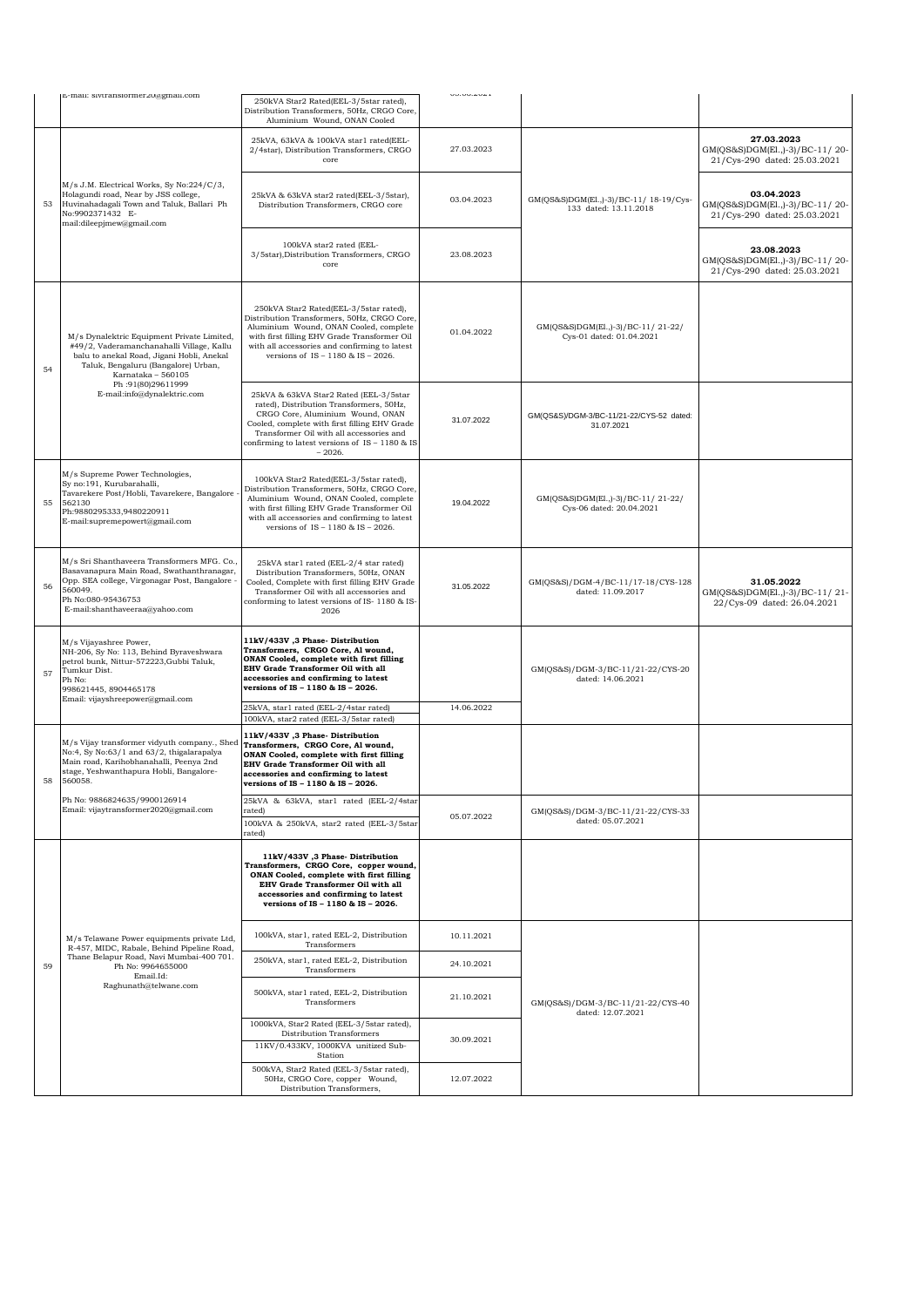| | | | | | |
|---|---|---|---|---|---|
| | E-mail: sivtransformer20@gmail.com | 250kVA Star2 Rated(EEL-3/5star rated), Distribution Transformers, 50Hz, CRGO Core, Aluminium Wound, ONAN Cooled | 03.06.2021 | | |
| 53 | M/s J.M. Electrical Works, Sy No:224/C/3, Holagundi road, Near by JSS college, Huvinahadagali Town and Taluk, Ballari Ph No:9902371432 E-mail:dileepjmew@gmail.com | 25kVA, 63kVA & 100kVA star1 rated(EEL-2/4star), Distribution Transformers, CRGO core | 27.03.2023 | GM(QS&S)DGM(El.,)-3)/BC-11/ 18-19/Cys-133 dated: 13.11.2018 | **27.03.2023** GM(QS&S)DGM(El.,)-3)/BC-11/ 20-21/Cys-290 dated: 25.03.2021 |
| | | 25kVA & 63kVA star2 rated(EEL-3/5star), Distribution Transformers, CRGO core | 03.04.2023 | | **03.04.2023** GM(QS&S)DGM(El.,)-3)/BC-11/ 20-21/Cys-290 dated: 25.03.2021 |
| | | 100kVA star2 rated (EEL-3/5star),Distribution Transformers, CRGO core | 23.08.2023 | | **23.08.2023** GM(QS&S)DGM(El.,)-3)/BC-11/ 20-21/Cys-290 dated: 25.03.2021 |
| 54 | M/s Dynalektric Equipment Private Limited, #49/2, Vaderamanchanahalli Village, Kallu balu to anekal Road, Jigani Hobli, Anekal Taluk, Bengaluru (Bangalore) Urban, Karnataka – 560105 Ph :91(80)29611999 E-mail:info@dynalektric.com | 250kVA Star2 Rated(EEL-3/5star rated), Distribution Transformers, 50Hz, CRGO Core, Aluminium Wound, ONAN Cooled, complete with first filling EHV Grade Transformer Oil with all accessories and confirming to latest versions of IS – 1180 & IS – 2026. | 01.04.2022 | GM(QS&S)DGM(El.,)-3)/BC-11/ 21-22/ Cys-01 dated: 01.04.2021 | |
| | | 25kVA & 63kVA Star2 Rated (EEL-3/5star rated), Distribution Transformers, 50Hz, CRGO Core, Aluminium Wound, ONAN Cooled, complete with first filling EHV Grade Transformer Oil with all accessories and confirming to latest versions of IS – 1180 & IS – 2026. | 31.07.2022 | GM(QS&S)/DGM-3/BC-11/21-22/CYS-52 dated: 31.07.2021 | |
| 55 | M/s Supreme Power Technologies, Sy no:191, Kurubarahalli, Tavarekere Post/Hobli, Tavarekere, Bangalore - 562130 Ph:9880295333,9480220911 E-mail:supremepowert@gmail.com | 100kVA Star2 Rated(EEL-3/5star rated), Distribution Transformers, 50Hz, CRGO Core, Aluminium Wound, ONAN Cooled, complete with first filling EHV Grade Transformer Oil with all accessories and confirming to latest versions of IS – 1180 & IS – 2026. | 19.04.2022 | GM(QS&S)DGM(El.,)-3)/BC-11/ 21-22/ Cys-06 dated: 20.04.2021 | |
| 56 | M/s Sri Shanthaveera Transformers MFG. Co., Basavanapura Main Road, Swathanthranagar, Opp. SEA college, Virgonagar Post, Bangalore - 560049. Ph No:080-95436753 E-mail:shanthaveeraa@yahoo.com | 25kVA star1 rated (EEL-2/4 star rated) Distribution Transformers, 50Hz, ONAN Cooled, Complete with first filling EHV Grade Transformer Oil with all accessories and conforming to latest versions of IS- 1180 & IS-2026 | 31.05.2022 | GM(QS&S)/DGM-4/BC-11/17-18/CYS-128 dated: 11.09.2017 | **31.05.2022** GM(QS&S)DGM(El.,)-3)/BC-11/ 21-22/Cys-09 dated: 26.04.2021 |
| 57 | M/s Vijayashree Power, NH-206, Sy No: 113, Behind Byraveshwara petrol bunk, Nittur-572223,Gubbi Taluk, Tumkur Dist. Ph No: 998621445, 8904465178 Email: vijayshreepower@gmail.com | **11kV/433V ,3 Phase- Distribution Transformers, CRGO Core, Al wound, ONAN Cooled, complete with first filling EHV Grade Transformer Oil with all accessories and confirming to latest versions of IS – 1180 & IS – 2026.** | | GM(QS&S)/DGM-3/BC-11/21-22/CYS-20 dated: 14.06.2021 | |
| | | 25kVA, star1 rated (EEL-2/4star rated) 100kVA, star2 rated (EEL-3/5star rated) | 14.06.2022 | | |
| 58 | M/s Vijay transformer vidyuth company., Shed No:4, Sy No:63/1 and 63/2, thigalarapalya Main road, Karihobhanahalli, Peenya 2nd stage, Yeshwanthapura Hobli, Bangalore-560058. Ph No: 9886824635/9900126914 Email: vijaytransformer2020@gmail.com | **11kV/433V ,3 Phase- Distribution Transformers, CRGO Core, Al wound, ONAN Cooled, complete with first filling EHV Grade Transformer Oil with all accessories and confirming to latest versions of IS – 1180 & IS – 2026.** | | GM(QS&S)/DGM-3/BC-11/21-22/CYS-33 dated: 05.07.2021 | |
| | | 25kVA & 63kVA, star1 rated (EEL-2/4star rated) 100kVA & 250kVA, star2 rated (EEL-3/5star rated) | 05.07.2022 | | |
| 59 | M/s Telawane Power equipments private Ltd, R-457, MIDC, Rabale, Behind Pipeline Road, Thane Belapur Road, Navi Mumbai-400 701. Ph No: 9964655000 Email.Id: Raghunath@telwane.com | **11kV/433V ,3 Phase- Distribution Transformers, CRGO Core, copper wound, ONAN Cooled, complete with first filling EHV Grade Transformer Oil with all accessories and confirming to latest versions of IS – 1180 & IS – 2026.** | | GM(QS&S)/DGM-3/BC-11/21-22/CYS-40 dated: 12.07.2021 | |
| | | 100kVA, star1, rated EEL-2, Distribution Transformers | 10.11.2021 | | |
| | | 250kVA, star1, rated EEL-2, Distribution Transformers | 24.10.2021 | | |
| | | 500kVA, star1 rated, EEL-2, Distribution Transformers | 21.10.2021 | | |
| | | 1000kVA, Star2 Rated (EEL-3/5star rated), Distribution Transformers 11KV/0.433KV, 1000KVA unitized Sub-Station | 30.09.2021 | | |
| | | 500kVA, Star2 Rated (EEL-3/5star rated), 50Hz, CRGO Core, copper Wound, Distribution Transformers, | 12.07.2022 | | |